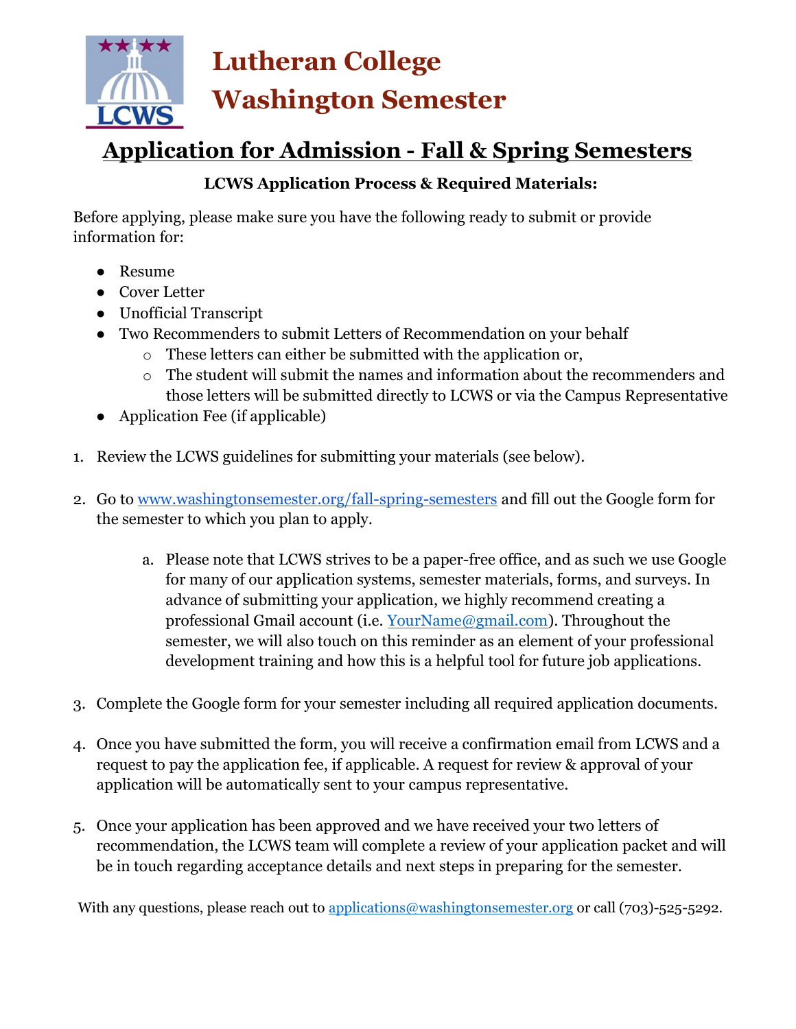# Lutheran College Washington Semester

## Application for Admission - Fall & Spring Semesters

**LCWS Application Process & Required Materials:**

Before applying, please make sure you have the following ready to submit or provide information for:

- Resume
- Cover Letter
- Unofficial Transcript
- Two Recommenders to submit Letters of Recommendation on your behalf
  - These letters can either be submitted with the application or,
  - The student will submit the names and information about the recommenders and those letters will be submitted directly to LCWS or via the Campus Representative
- Application Fee (if applicable)

1. Review the LCWS guidelines for submitting your materials (see below).

2. Go to [www.washingtonsemester.org/fall-spring-semesters](http://www.washingtonsemester.org/fall-spring-semesters) and fill out the Google form for the semester to which you plan to apply.

   a. Please note that LCWS strives to be a paper-free office, and as such we use Google for many of our application systems, semester materials, forms, and surveys. In advance of submitting your application, we highly recommend creating a professional Gmail account (i.e. YourName@gmail.com). Throughout the semester, we will also touch on this reminder as an element of your professional development training and how this is a helpful tool for future job applications.

3. Complete the Google form for your semester including all required application documents.

4. Once you have submitted the form, you will receive a confirmation email from LCWS and a request to pay the application fee, if applicable. A request for review & approval of your application will be automatically sent to your campus representative.

5. Once your application has been approved and we have received your two letters of recommendation, the LCWS team will complete a review of your application packet and will be in touch regarding acceptance details and next steps in preparing for the semester.

With any questions, please reach out to applications@washingtonsemester.org or call (703)-525-5292.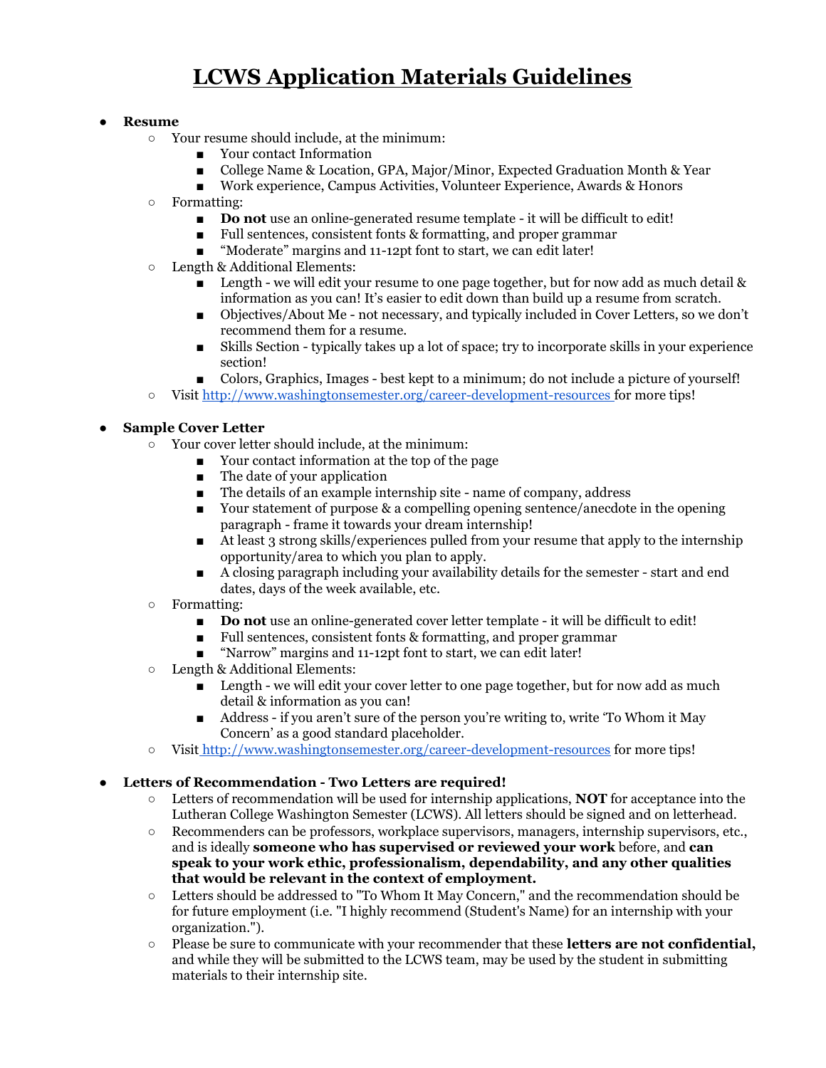# LCWS Application Materials Guidelines

- **Resume**
  - Your resume should include, at the minimum:
    - Your contact Information
    - College Name & Location, GPA, Major/Minor, Expected Graduation Month & Year
    - Work experience, Campus Activities, Volunteer Experience, Awards & Honors
  - Formatting:
    - **Do not** use an online-generated resume template - it will be difficult to edit!
    - Full sentences, consistent fonts & formatting, and proper grammar
    - "Moderate" margins and 11-12pt font to start, we can edit later!
  - Length & Additional Elements:
    - Length - we will edit your resume to one page together, but for now add as much detail & information as you can! It's easier to edit down than build up a resume from scratch.
    - Objectives/About Me - not necessary, and typically included in Cover Letters, so we don't recommend them for a resume.
    - Skills Section - typically takes up a lot of space; try to incorporate skills in your experience section!
    - Colors, Graphics, Images - best kept to a minimum; do not include a picture of yourself!
  - Visit [http://www.washingtonsemester.org/career-development-resources](http://www.washingtonsemester.org/career-development-resources) for more tips!

- **Sample Cover Letter**
  - Your cover letter should include, at the minimum:
    - Your contact information at the top of the page
    - The date of your application
    - The details of an example internship site - name of company, address
    - Your statement of purpose & a compelling opening sentence/anecdote in the opening paragraph - frame it towards your dream internship!
    - At least 3 strong skills/experiences pulled from your resume that apply to the internship opportunity/area to which you plan to apply.
    - A closing paragraph including your availability details for the semester - start and end dates, days of the week available, etc.
  - Formatting:
    - **Do not** use an online-generated cover letter template - it will be difficult to edit!
    - Full sentences, consistent fonts & formatting, and proper grammar
    - "Narrow" margins and 11-12pt font to start, we can edit later!
  - Length & Additional Elements:
    - Length - we will edit your cover letter to one page together, but for now add as much detail & information as you can!
    - Address - if you aren't sure of the person you're writing to, write 'To Whom it May Concern' as a good standard placeholder.
  - Visit [http://www.washingtonsemester.org/career-development-resources](http://www.washingtonsemester.org/career-development-resources) for more tips!

- **Letters of Recommendation - Two Letters are required!**
  - Letters of recommendation will be used for internship applications, **NOT** for acceptance into the Lutheran College Washington Semester (LCWS). All letters should be signed and on letterhead.
  - Recommenders can be professors, workplace supervisors, managers, internship supervisors, etc., and is ideally **someone who has supervised or reviewed your work** before, and **can speak to your work ethic, professionalism, dependability, and any other qualities that would be relevant in the context of employment.**
  - Letters should be addressed to "To Whom It May Concern," and the recommendation should be for future employment (i.e. "I highly recommend (Student's Name) for an internship with your organization.").
  - Please be sure to communicate with your recommender that these **letters are not confidential,** and while they will be submitted to the LCWS team, may be used by the student in submitting materials to their internship site.